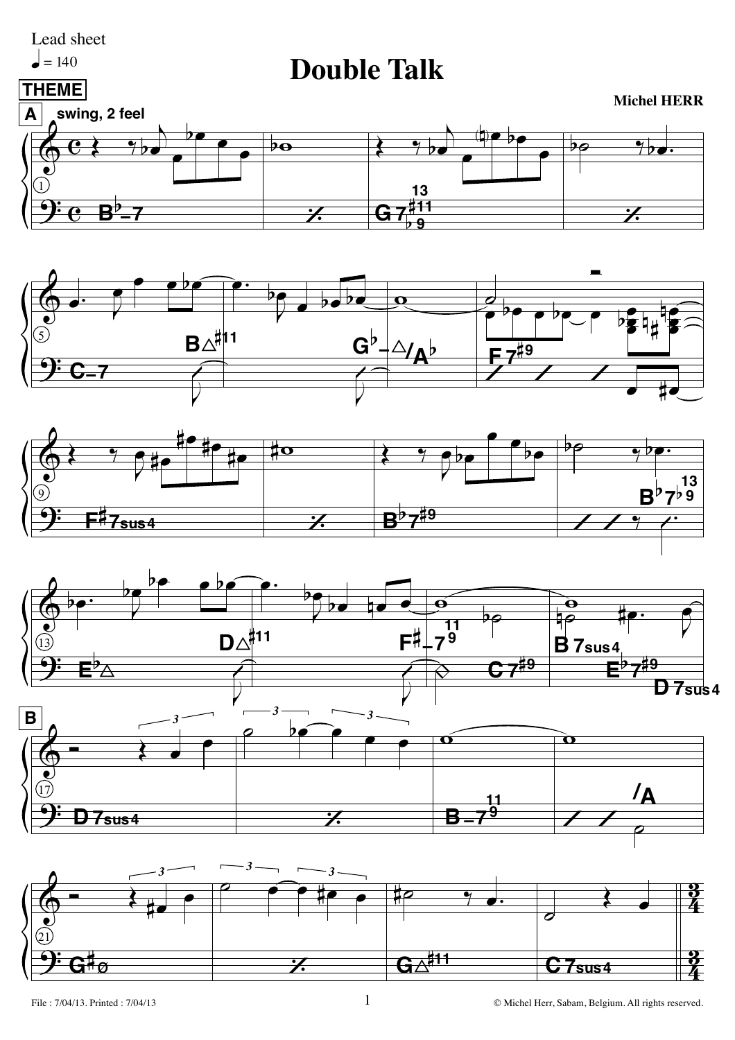Lead sheet

♩ = 140

# Double Talk

**Michel HERR**

**THEME**

**A** swing, 2 feel

**B**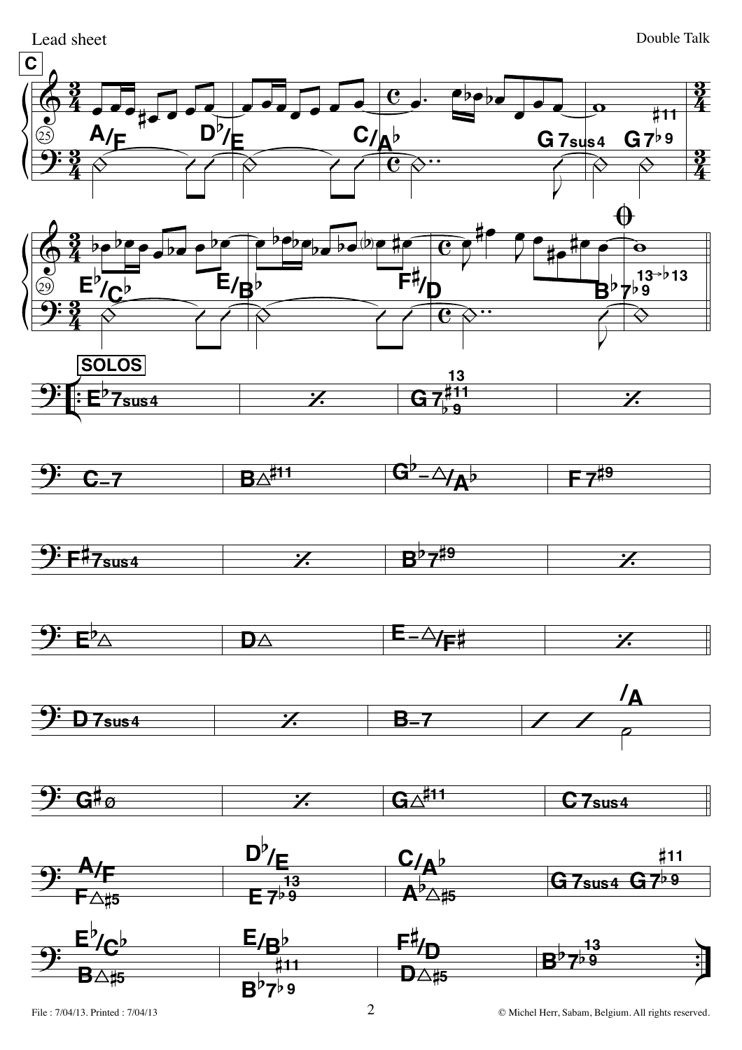**C**

A/F | D♭/E | C/A♭ | G7sus4 G7♭9(♯11)

E♭/C♭ | E/B♭ | F♯/D | B♭7♭9 (13→♭13)

**SOLOS**

E♭7sus4 | % | G7♭9(♯11, 13) | %

C–7 | B△♯11 | G♭–△/A♭ | F7♯9

F♯7sus4 | % | B♭7♯9 | %

E♭△ | D△ | E–△/F♯ | %

D7sus4 | % | B–7 | /A

G♯ø | % | G△♯11 | C7sus4

A/F (F△♯5) | D♭/E (E7♭9 13) | C/A♭ (A♭△♯5) | G7sus4 G7♭9(♯11)

E♭/C♭ (B△♯5) | E/B♭ (B♭7♭9 ♯11) | F♯/D (D△♯5) | B♭7♭9 (13)

© Michel Herr, Sabam, Belgium. All rights reserved.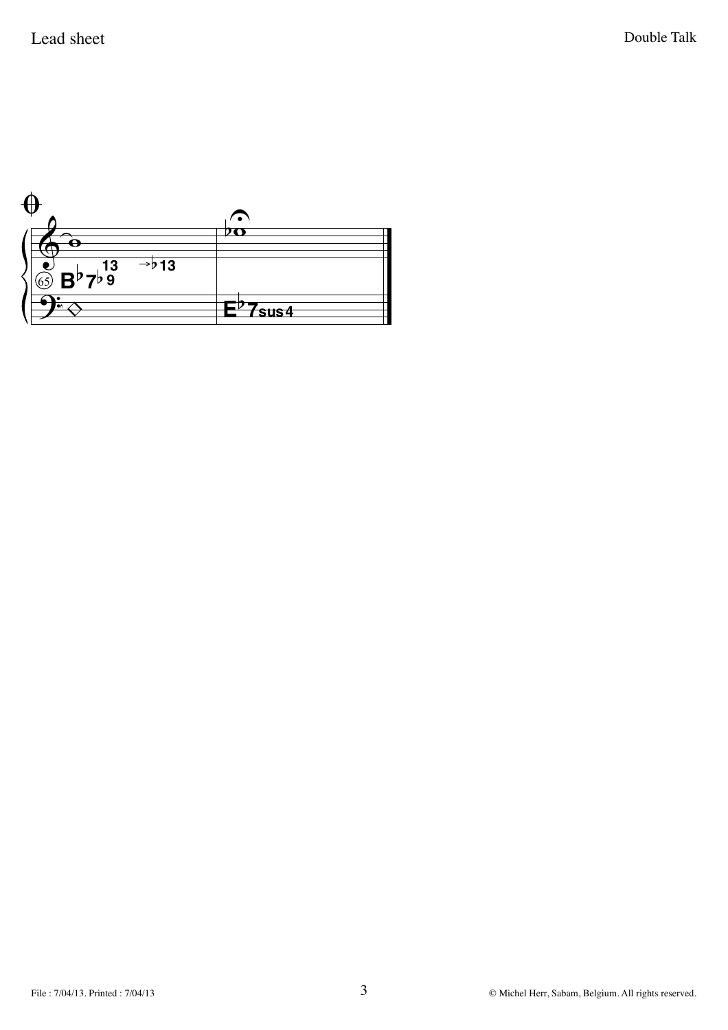65 $B^\flat 7^{13}_{\flat 9}$ $\rightarrow \flat 13$

$E^\flat 7_{sus4}$